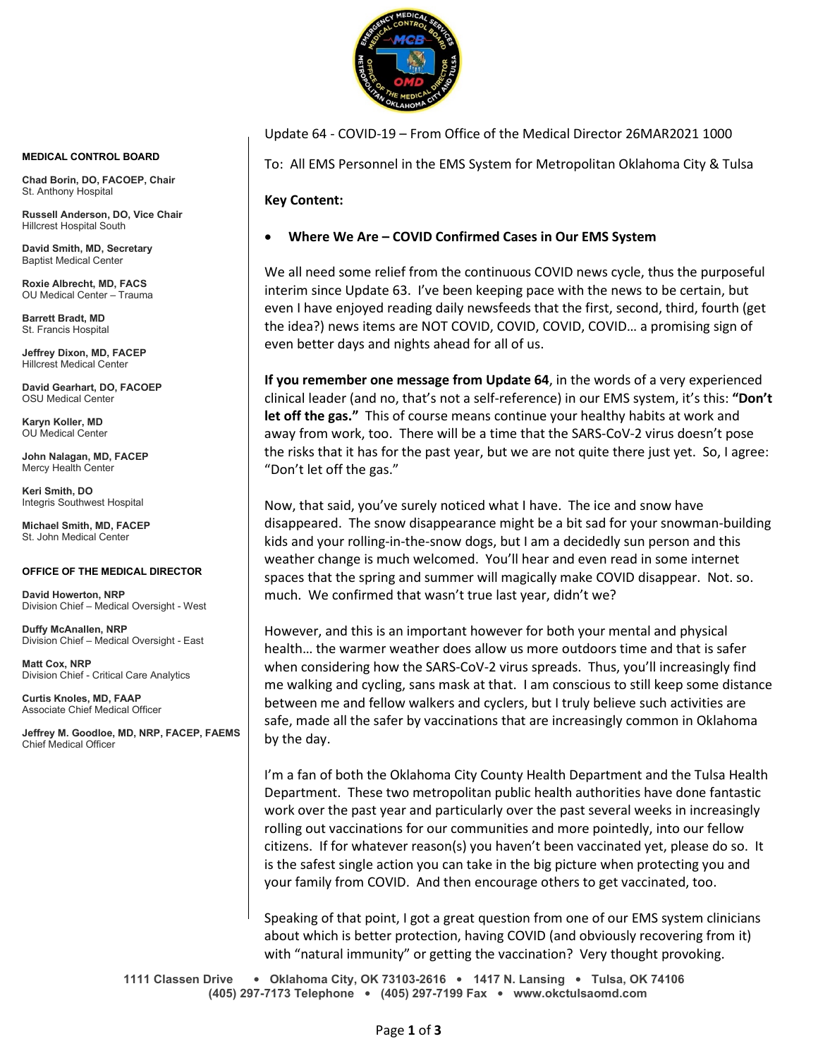Update 64 - COVID-19 – From Office of the Medical Director 26MAR2021 1000

To: All EMS Personnel in the EMS System for Metropolitan Oklahoma City & Tulsa

**MEDICAL CONTROL BOARD**

**Chad Borin, DO, FACOEP, Chair**
St. Anthony Hospital

**Russell Anderson, DO, Vice Chair**
Hillcrest Hospital South

**David Smith, MD, Secretary**
Baptist Medical Center

**Roxie Albrecht, MD, FACS**
OU Medical Center – Trauma

**Barrett Bradt, MD**
St. Francis Hospital

**Jeffrey Dixon, MD, FACEP**
Hillcrest Medical Center

**David Gearhart, DO, FACOEP**
OSU Medical Center

**Karyn Koller, MD**
OU Medical Center

**John Nalagan, MD, FACEP**
Mercy Health Center

**Keri Smith, DO**
Integris Southwest Hospital

**Michael Smith, MD, FACEP**
St. John Medical Center

**OFFICE OF THE MEDICAL DIRECTOR**

**David Howerton, NRP**
Division Chief – Medical Oversight - West

**Duffy McAnallen, NRP**
Division Chief – Medical Oversight - East

**Matt Cox, NRP**
Division Chief - Critical Care Analytics

**Curtis Knoles, MD, FAAP**
Associate Chief Medical Officer

**Jeffrey M. Goodloe, MD, NRP, FACEP, FAEMS**
Chief Medical Officer

**Key Content:**

- **Where We Are – COVID Confirmed Cases in Our EMS System**

We all need some relief from the continuous COVID news cycle, thus the purposeful interim since Update 63. I've been keeping pace with the news to be certain, but even I have enjoyed reading daily newsfeeds that the first, second, third, fourth (get the idea?) news items are NOT COVID, COVID, COVID, COVID… a promising sign of even better days and nights ahead for all of us.

**If you remember one message from Update 64**, in the words of a very experienced clinical leader (and no, that's not a self-reference) in our EMS system, it's this: **"Don't let off the gas."** This of course means continue your healthy habits at work and away from work, too. There will be a time that the SARS-CoV-2 virus doesn't pose the risks that it has for the past year, but we are not quite there just yet. So, I agree: "Don't let off the gas."

Now, that said, you've surely noticed what I have. The ice and snow have disappeared. The snow disappearance might be a bit sad for your snowman-building kids and your rolling-in-the-snow dogs, but I am a decidedly sun person and this weather change is much welcomed. You'll hear and even read in some internet spaces that the spring and summer will magically make COVID disappear. Not. so. much. We confirmed that wasn't true last year, didn't we?

However, and this is an important however for both your mental and physical health… the warmer weather does allow us more outdoors time and that is safer when considering how the SARS-CoV-2 virus spreads. Thus, you'll increasingly find me walking and cycling, sans mask at that. I am conscious to still keep some distance between me and fellow walkers and cyclers, but I truly believe such activities are safe, made all the safer by vaccinations that are increasingly common in Oklahoma by the day.

I'm a fan of both the Oklahoma City County Health Department and the Tulsa Health Department. These two metropolitan public health authorities have done fantastic work over the past year and particularly over the past several weeks in increasingly rolling out vaccinations for our communities and more pointedly, into our fellow citizens. If for whatever reason(s) you haven't been vaccinated yet, please do so. It is the safest single action you can take in the big picture when protecting you and your family from COVID. And then encourage others to get vaccinated, too.

Speaking of that point, I got a great question from one of our EMS system clinicians about which is better protection, having COVID (and obviously recovering from it) with "natural immunity" or getting the vaccination? Very thought provoking.

1111 Classen Drive • Oklahoma City, OK 73103-2616 • 1417 N. Lansing • Tulsa, OK 74106
(405) 297-7173 Telephone • (405) 297-7199 Fax • www.okctulsaomd.com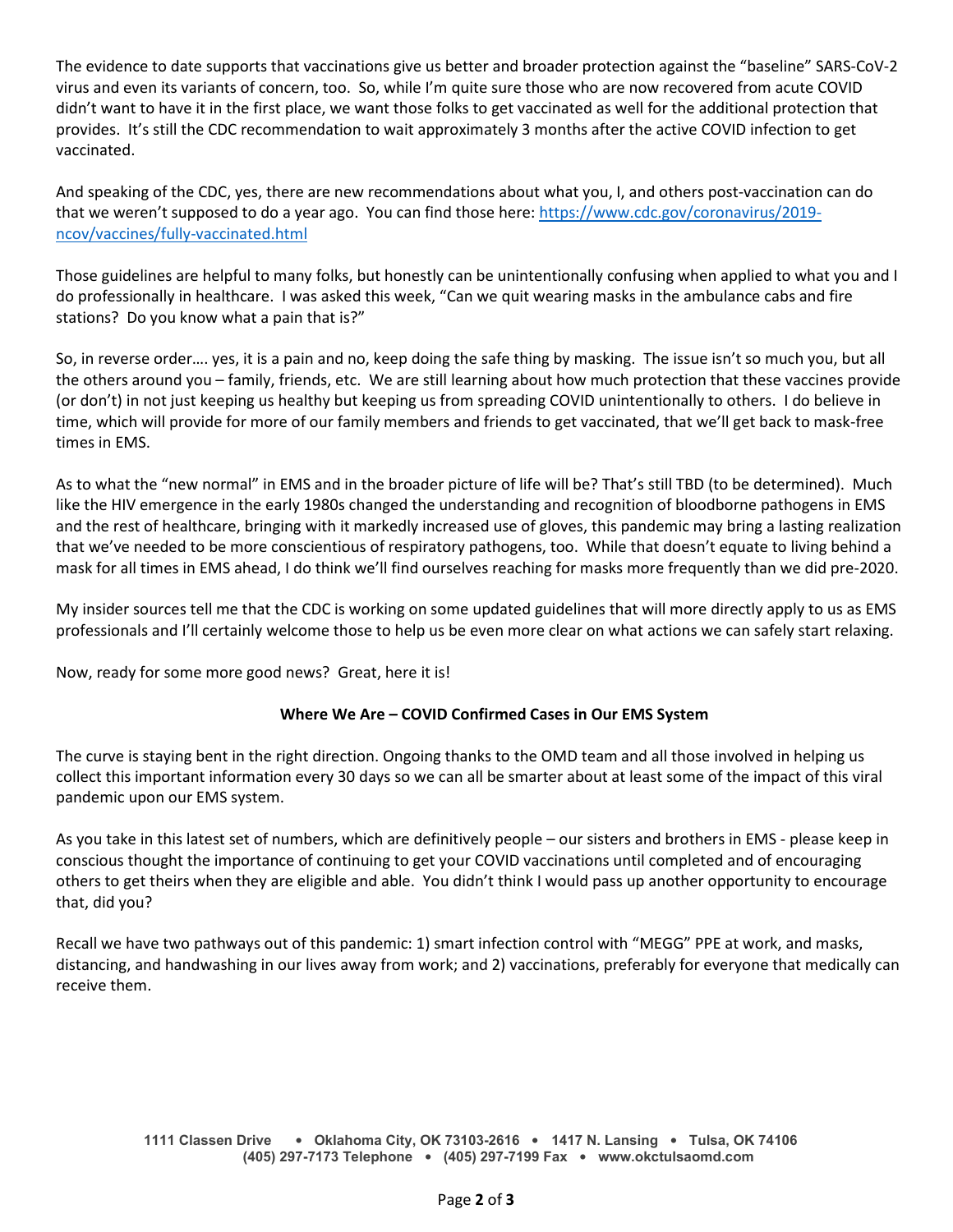The evidence to date supports that vaccinations give us better and broader protection against the "baseline" SARS-CoV-2 virus and even its variants of concern, too. So, while I'm quite sure those who are now recovered from acute COVID didn't want to have it in the first place, we want those folks to get vaccinated as well for the additional protection that provides. It's still the CDC recommendation to wait approximately 3 months after the active COVID infection to get vaccinated.

And speaking of the CDC, yes, there are new recommendations about what you, I, and others post-vaccination can do that we weren't supposed to do a year ago. You can find those here: [https://www.cdc.gov/coronavirus/2019-ncov/vaccines/fully-vaccinated.html](https://www.cdc.gov/coronavirus/2019-ncov/vaccines/fully-vaccinated.html)

Those guidelines are helpful to many folks, but honestly can be unintentionally confusing when applied to what you and I do professionally in healthcare. I was asked this week, "Can we quit wearing masks in the ambulance cabs and fire stations? Do you know what a pain that is?"

So, in reverse order…. yes, it is a pain and no, keep doing the safe thing by masking. The issue isn't so much you, but all the others around you – family, friends, etc. We are still learning about how much protection that these vaccines provide (or don't) in not just keeping us healthy but keeping us from spreading COVID unintentionally to others. I do believe in time, which will provide for more of our family members and friends to get vaccinated, that we'll get back to mask-free times in EMS.

As to what the "new normal" in EMS and in the broader picture of life will be? That's still TBD (to be determined). Much like the HIV emergence in the early 1980s changed the understanding and recognition of bloodborne pathogens in EMS and the rest of healthcare, bringing with it markedly increased use of gloves, this pandemic may bring a lasting realization that we've needed to be more conscientious of respiratory pathogens, too. While that doesn't equate to living behind a mask for all times in EMS ahead, I do think we'll find ourselves reaching for masks more frequently than we did pre-2020.

My insider sources tell me that the CDC is working on some updated guidelines that will more directly apply to us as EMS professionals and I'll certainly welcome those to help us be even more clear on what actions we can safely start relaxing.

Now, ready for some more good news? Great, here it is!

**Where We Are – COVID Confirmed Cases in Our EMS System**

The curve is staying bent in the right direction. Ongoing thanks to the OMD team and all those involved in helping us collect this important information every 30 days so we can all be smarter about at least some of the impact of this viral pandemic upon our EMS system.

As you take in this latest set of numbers, which are definitively people – our sisters and brothers in EMS - please keep in conscious thought the importance of continuing to get your COVID vaccinations until completed and of encouraging others to get theirs when they are eligible and able. You didn't think I would pass up another opportunity to encourage that, did you?

Recall we have two pathways out of this pandemic: 1) smart infection control with "MEGG" PPE at work, and masks, distancing, and handwashing in our lives away from work; and 2) vaccinations, preferably for everyone that medically can receive them.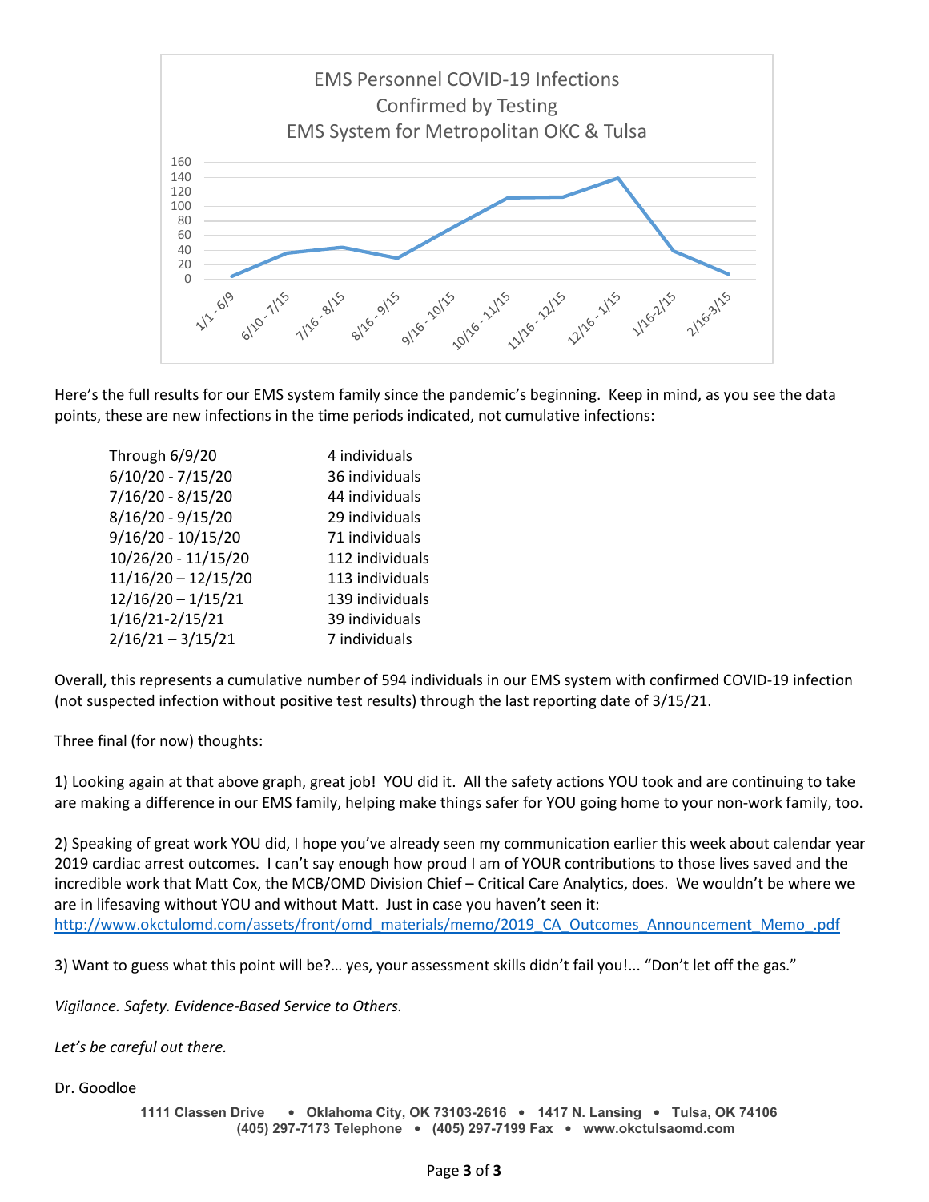EMS Personnel COVID-19 Infections
Confirmed by Testing
EMS System for Metropolitan OKC & Tulsa

160
140
120
100
80
60
40
20
0

1/1 - 6/9
6/10 - 7/15
7/16 - 8/15
8/16 - 9/15
9/16 - 10/15
10/16 - 11/15
11/16 - 12/15
12/16 - 1/15
1/16-2/15
2/16-3/15

Here's the full results for our EMS system family since the pandemic's beginning. Keep in mind, as you see the data points, these are new infections in the time periods indicated, not cumulative infections:

| | |
|---|---|
| Through 6/9/20 | 4 individuals |
| 6/10/20 - 7/15/20 | 36 individuals |
| 7/16/20 - 8/15/20 | 44 individuals |
| 8/16/20 - 9/15/20 | 29 individuals |
| 9/16/20 - 10/15/20 | 71 individuals |
| 10/26/20 - 11/15/20 | 112 individuals |
| 11/16/20 – 12/15/20 | 113 individuals |
| 12/16/20 – 1/15/21 | 139 individuals |
| 1/16/21-2/15/21 | 39 individuals |
| 2/16/21 – 3/15/21 | 7 individuals |

Overall, this represents a cumulative number of 594 individuals in our EMS system with confirmed COVID-19 infection (not suspected infection without positive test results) through the last reporting date of 3/15/21.

Three final (for now) thoughts:

1) Looking again at that above graph, great job! YOU did it. All the safety actions YOU took and are continuing to take are making a difference in our EMS family, helping make things safer for YOU going home to your non-work family, too.

2) Speaking of great work YOU did, I hope you've already seen my communication earlier this week about calendar year 2019 cardiac arrest outcomes. I can't say enough how proud I am of YOUR contributions to those lives saved and the incredible work that Matt Cox, the MCB/OMD Division Chief – Critical Care Analytics, does. We wouldn't be where we are in lifesaving without YOU and without Matt. Just in case you haven't seen it:
[http://www.okctulomd.com/assets/front/omd_materials/memo/2019_CA_Outcomes_Announcement_Memo_.pdf](http://www.okctulomd.com/assets/front/omd_materials/memo/2019_CA_Outcomes_Announcement_Memo_.pdf)

3) Want to guess what this point will be?... yes, your assessment skills didn't fail you!... "Don't let off the gas."

*Vigilance. Safety. Evidence-Based Service to Others.*

*Let's be careful out there.*

Dr. Goodloe

**1111 Classen Drive • Oklahoma City, OK 73103-2616 • 1417 N. Lansing • Tulsa, OK 74106**
**(405) 297-7173 Telephone • (405) 297-7199 Fax • www.okctulsaomd.com**